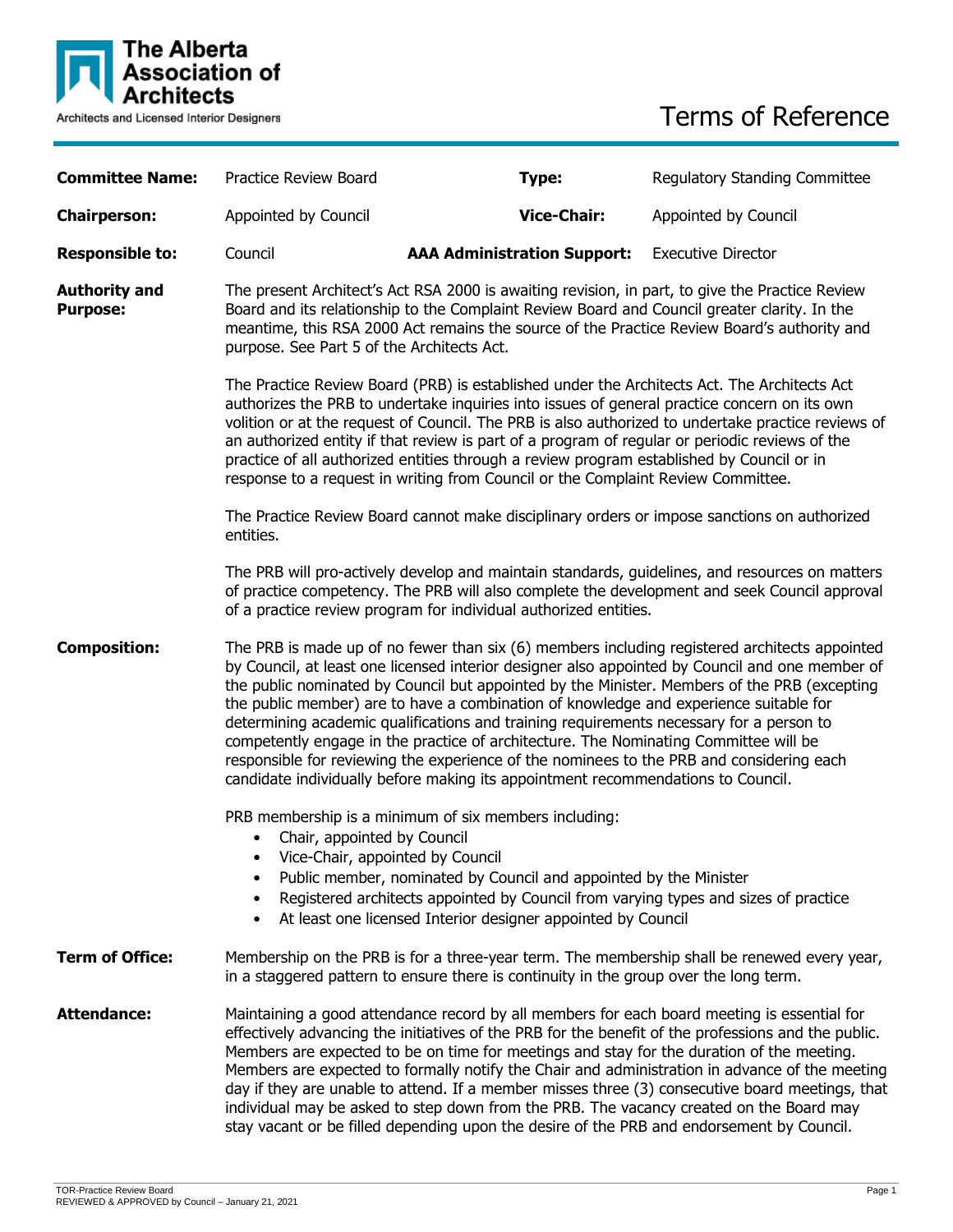**The Alberta Association of Architects**
Architects and Licensed Interior Designers

# Terms of Reference

| | | | |
|---|---|---|---|
| **Committee Name:** | Practice Review Board | **Type:** | Regulatory Standing Committee |
| **Chairperson:** | Appointed by Council | **Vice-Chair:** | Appointed by Council |
| **Responsible to:** | Council | **AAA Administration Support:** | Executive Director |

**Authority and Purpose:**

The present Architect's Act RSA 2000 is awaiting revision, in part, to give the Practice Review Board and its relationship to the Complaint Review Board and Council greater clarity. In the meantime, this RSA 2000 Act remains the source of the Practice Review Board's authority and purpose. See Part 5 of the Architects Act.

The Practice Review Board (PRB) is established under the Architects Act. The Architects Act authorizes the PRB to undertake inquiries into issues of general practice concern on its own volition or at the request of Council. The PRB is also authorized to undertake practice reviews of an authorized entity if that review is part of a program of regular or periodic reviews of the practice of all authorized entities through a review program established by Council or in response to a request in writing from Council or the Complaint Review Committee.

The Practice Review Board cannot make disciplinary orders or impose sanctions on authorized entities.

The PRB will pro-actively develop and maintain standards, guidelines, and resources on matters of practice competency. The PRB will also complete the development and seek Council approval of a practice review program for individual authorized entities.

**Composition:**

The PRB is made up of no fewer than six (6) members including registered architects appointed by Council, at least one licensed interior designer also appointed by Council and one member of the public nominated by Council but appointed by the Minister. Members of the PRB (excepting the public member) are to have a combination of knowledge and experience suitable for determining academic qualifications and training requirements necessary for a person to competently engage in the practice of architecture. The Nominating Committee will be responsible for reviewing the experience of the nominees to the PRB and considering each candidate individually before making its appointment recommendations to Council.

PRB membership is a minimum of six members including:

- Chair, appointed by Council
- Vice-Chair, appointed by Council
- Public member, nominated by Council and appointed by the Minister
- Registered architects appointed by Council from varying types and sizes of practice
- At least one licensed Interior designer appointed by Council

**Term of Office:**

Membership on the PRB is for a three-year term. The membership shall be renewed every year, in a staggered pattern to ensure there is continuity in the group over the long term.

**Attendance:**

Maintaining a good attendance record by all members for each board meeting is essential for effectively advancing the initiatives of the PRB for the benefit of the professions and the public. Members are expected to be on time for meetings and stay for the duration of the meeting. Members are expected to formally notify the Chair and administration in advance of the meeting day if they are unable to attend. If a member misses three (3) consecutive board meetings, that individual may be asked to step down from the PRB. The vacancy created on the Board may stay vacant or be filled depending upon the desire of the PRB and endorsement by Council.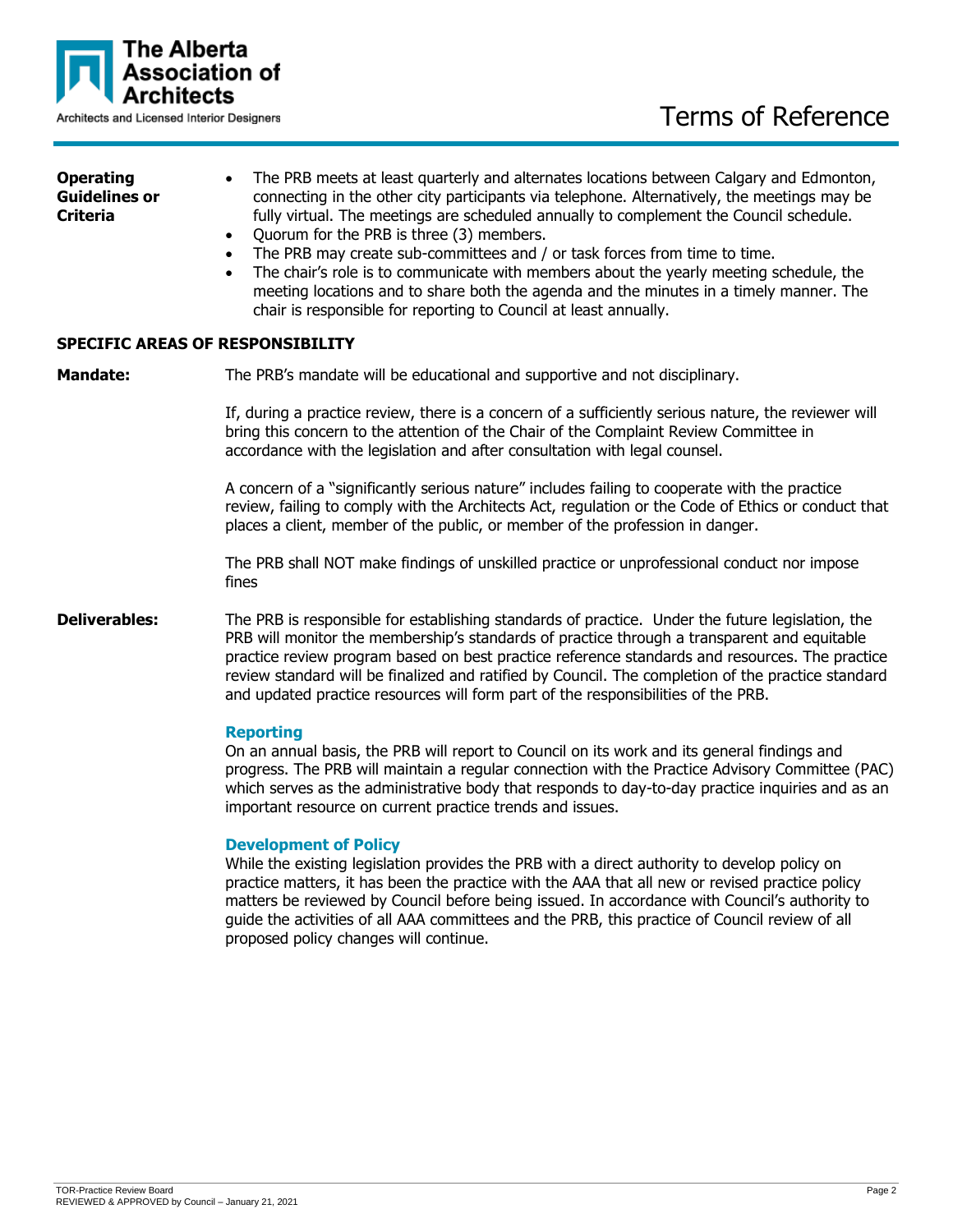**Operating Guidelines or Criteria**

- The PRB meets at least quarterly and alternates locations between Calgary and Edmonton, connecting in the other city participants via telephone. Alternatively, the meetings may be fully virtual. The meetings are scheduled annually to complement the Council schedule.
- Quorum for the PRB is three (3) members.
- The PRB may create sub-committees and / or task forces from time to time.
- The chair's role is to communicate with members about the yearly meeting schedule, the meeting locations and to share both the agenda and the minutes in a timely manner. The chair is responsible for reporting to Council at least annually.

## SPECIFIC AREAS OF RESPONSIBILITY

**Mandate:**

The PRB's mandate will be educational and supportive and not disciplinary.

If, during a practice review, there is a concern of a sufficiently serious nature, the reviewer will bring this concern to the attention of the Chair of the Complaint Review Committee in accordance with the legislation and after consultation with legal counsel.

A concern of a "significantly serious nature" includes failing to cooperate with the practice review, failing to comply with the Architects Act, regulation or the Code of Ethics or conduct that places a client, member of the public, or member of the profession in danger.

The PRB shall NOT make findings of unskilled practice or unprofessional conduct nor impose fines

**Deliverables:**

The PRB is responsible for establishing standards of practice. Under the future legislation, the PRB will monitor the membership's standards of practice through a transparent and equitable practice review program based on best practice reference standards and resources. The practice review standard will be finalized and ratified by Council. The completion of the practice standard and updated practice resources will form part of the responsibilities of the PRB.

### Reporting

On an annual basis, the PRB will report to Council on its work and its general findings and progress. The PRB will maintain a regular connection with the Practice Advisory Committee (PAC) which serves as the administrative body that responds to day-to-day practice inquiries and as an important resource on current practice trends and issues.

### Development of Policy

While the existing legislation provides the PRB with a direct authority to develop policy on practice matters, it has been the practice with the AAA that all new or revised practice policy matters be reviewed by Council before being issued. In accordance with Council's authority to guide the activities of all AAA committees and the PRB, this practice of Council review of all proposed policy changes will continue.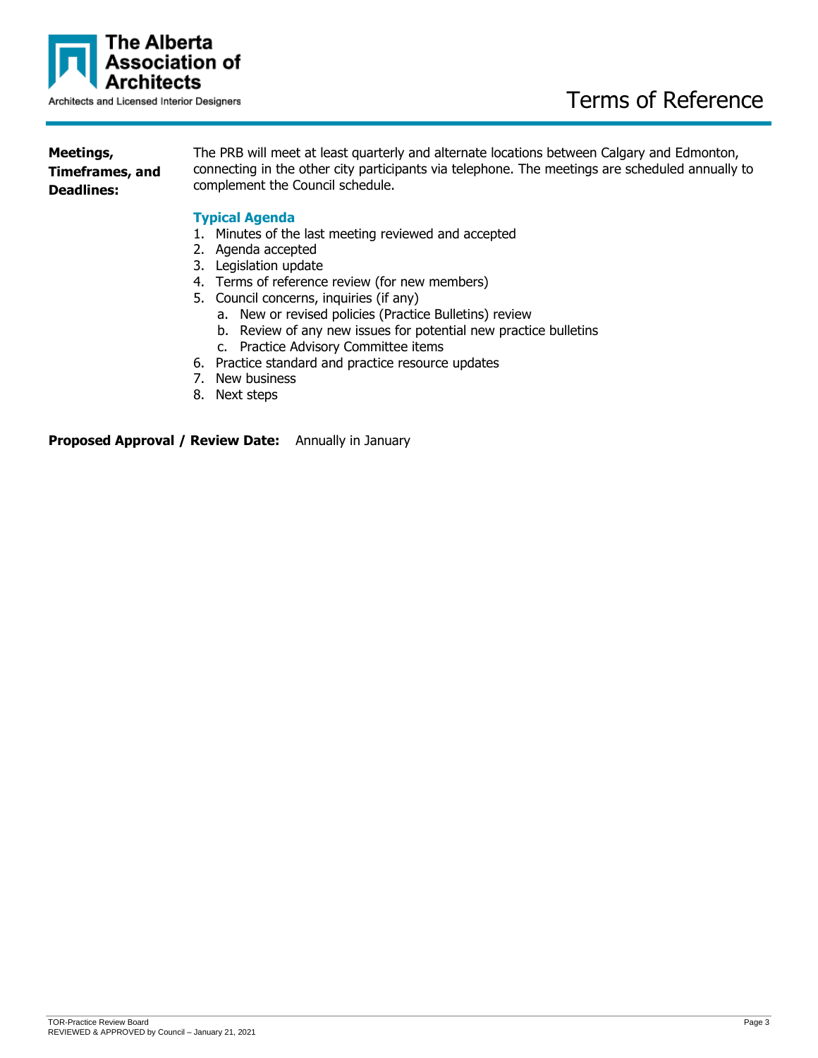**Meetings, Timeframes, and Deadlines:**

The PRB will meet at least quarterly and alternate locations between Calgary and Edmonton, connecting in the other city participants via telephone. The meetings are scheduled annually to complement the Council schedule.

### Typical Agenda

1. Minutes of the last meeting reviewed and accepted
2. Agenda accepted
3. Legislation update
4. Terms of reference review (for new members)
5. Council concerns, inquiries (if any)
   a. New or revised policies (Practice Bulletins) review
   b. Review of any new issues for potential new practice bulletins
   c. Practice Advisory Committee items
6. Practice standard and practice resource updates
7. New business
8. Next steps

**Proposed Approval / Review Date:** Annually in January